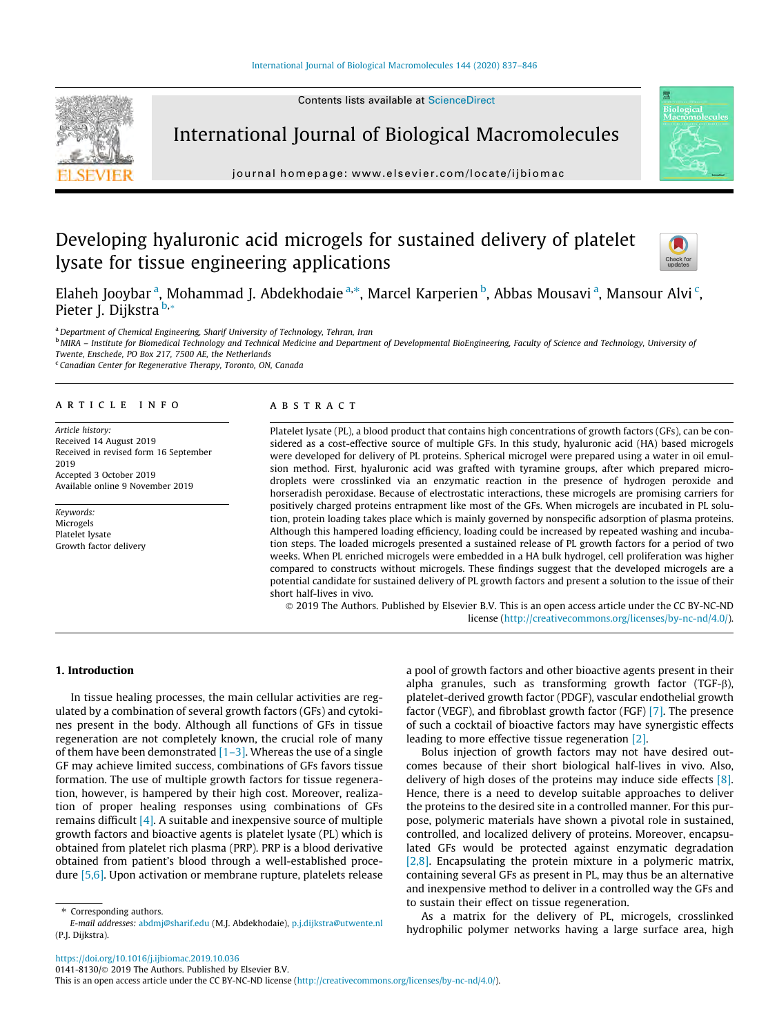# Developing hyaluronic acid microgels for sustained delivery of platelet lysate for tissue engineering applications

Elaheh Jooybar [a], Mohammad J. Abdekhodaie [a,*], Marcel Karperien [b], Abbas Mousavi [a], Mansour Alvi [c], Pieter J. Dijkstra [b,*]

[a] Department of Chemical Engineering, Sharif University of Technology, Tehran, Iran

[b] MIRA – Institute for Biomedical Technology and Technical Medicine and Department of Developmental BioEngineering, Faculty of Science and Technology, University of Twente, Enschede, PO Box 217, 7500 AE, the Netherlands

[c] Canadian Center for Regenerative Therapy, Toronto, ON, Canada

## ARTICLE INFO

*Article history:*
Received 14 August 2019
Received in revised form 16 September 2019
Accepted 3 October 2019
Available online 9 November 2019

*Keywords:*
Microgels
Platelet lysate
Growth factor delivery

## ABSTRACT

Platelet lysate (PL), a blood product that contains high concentrations of growth factors (GFs), can be considered as a cost-effective source of multiple GFs. In this study, hyaluronic acid (HA) based microgels were developed for delivery of PL proteins. Spherical microgel were prepared using a water in oil emulsion method. First, hyaluronic acid was grafted with tyramine groups, after which prepared microdroplets were crosslinked via an enzymatic reaction in the presence of hydrogen peroxide and horseradish peroxidase. Because of electrostatic interactions, these microgels are promising carriers for positively charged proteins entrapment like most of the GFs. When microgels are incubated in PL solution, protein loading takes place which is mainly governed by nonspecific adsorption of plasma proteins. Although this hampered loading efficiency, loading could be increased by repeated washing and incubation steps. The loaded microgels presented a sustained release of PL growth factors for a period of two weeks. When PL enriched microgels were embedded in a HA bulk hydrogel, cell proliferation was higher compared to constructs without microgels. These findings suggest that the developed microgels are a potential candidate for sustained delivery of PL growth factors and present a solution to the issue of their short half-lives in vivo.

© 2019 The Authors. Published by Elsevier B.V. This is an open access article under the CC BY-NC-ND license (http://creativecommons.org/licenses/by-nc-nd/4.0/).

## 1. Introduction

In tissue healing processes, the main cellular activities are regulated by a combination of several growth factors (GFs) and cytokines present in the body. Although all functions of GFs in tissue regeneration are not completely known, the crucial role of many of them have been demonstrated [1–3]. Whereas the use of a single GF may achieve limited success, combinations of GFs favors tissue formation. The use of multiple growth factors for tissue regeneration, however, is hampered by their high cost. Moreover, realization of proper healing responses using combinations of GFs remains difficult [4]. A suitable and inexpensive source of multiple growth factors and bioactive agents is platelet lysate (PL) which is obtained from platelet rich plasma (PRP). PRP is a blood derivative obtained from patient's blood through a well-established procedure [5,6]. Upon activation or membrane rupture, platelets release a pool of growth factors and other bioactive agents present in their alpha granules, such as transforming growth factor (TGF-β), platelet-derived growth factor (PDGF), vascular endothelial growth factor (VEGF), and fibroblast growth factor (FGF) [7]. The presence of such a cocktail of bioactive factors may have synergistic effects leading to more effective tissue regeneration [2].

Bolus injection of growth factors may not have desired outcomes because of their short biological half-lives in vivo. Also, delivery of high doses of the proteins may induce side effects [8]. Hence, there is a need to develop suitable approaches to deliver the proteins to the desired site in a controlled manner. For this purpose, polymeric materials have shown a pivotal role in sustained, controlled, and localized delivery of proteins. Moreover, encapsulated GFs would be protected against enzymatic degradation [2,8]. Encapsulating the protein mixture in a polymeric matrix, containing several GFs as present in PL, may thus be an alternative and inexpensive method to deliver in a controlled way the GFs and to sustain their effect on tissue regeneration.

As a matrix for the delivery of PL, microgels, crosslinked hydrophilic polymer networks having a large surface area, high

\* Corresponding authors.
*E-mail addresses:* abdmj@sharif.edu (M.J. Abdekhodaie), p.j.dijkstra@utwente.nl (P.J. Dijkstra).

https://doi.org/10.1016/j.ijbiomac.2019.10.036
0141-8130/© 2019 The Authors. Published by Elsevier B.V.
This is an open access article under the CC BY-NC-ND license (http://creativecommons.org/licenses/by-nc-nd/4.0/).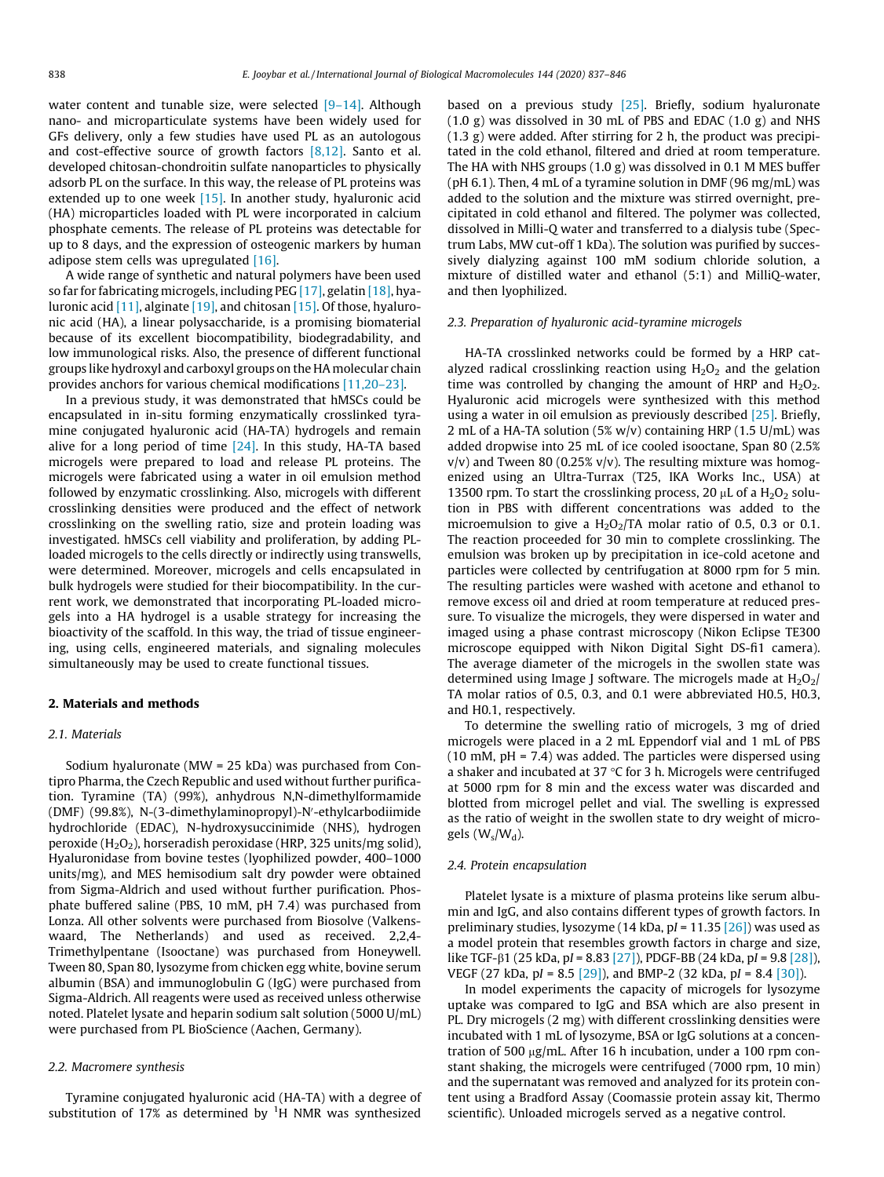water content and tunable size, were selected [9–14]. Although nano- and microparticulate systems have been widely used for GFs delivery, only a few studies have used PL as an autologous and cost-effective source of growth factors [8,12]. Santo et al. developed chitosan-chondroitin sulfate nanoparticles to physically adsorb PL on the surface. In this way, the release of PL proteins was extended up to one week [15]. In another study, hyaluronic acid (HA) microparticles loaded with PL were incorporated in calcium phosphate cements. The release of PL proteins was detectable for up to 8 days, and the expression of osteogenic markers by human adipose stem cells was upregulated [16].

A wide range of synthetic and natural polymers have been used so far for fabricating microgels, including PEG [17], gelatin [18], hyaluronic acid [11], alginate [19], and chitosan [15]. Of those, hyaluronic acid (HA), a linear polysaccharide, is a promising biomaterial because of its excellent biocompatibility, biodegradability, and low immunological risks. Also, the presence of different functional groups like hydroxyl and carboxyl groups on the HA molecular chain provides anchors for various chemical modifications [11,20–23].

In a previous study, it was demonstrated that hMSCs could be encapsulated in in-situ forming enzymatically crosslinked tyramine conjugated hyaluronic acid (HA-TA) hydrogels and remain alive for a long period of time [24]. In this study, HA-TA based microgels were prepared to load and release PL proteins. The microgels were fabricated using a water in oil emulsion method followed by enzymatic crosslinking. Also, microgels with different crosslinking densities were produced and the effect of network crosslinking on the swelling ratio, size and protein loading was investigated. hMSCs cell viability and proliferation, by adding PL-loaded microgels to the cells directly or indirectly using transwells, were determined. Moreover, microgels and cells encapsulated in bulk hydrogels were studied for their biocompatibility. In the current work, we demonstrated that incorporating PL-loaded microgels into a HA hydrogel is a usable strategy for increasing the bioactivity of the scaffold. In this way, the triad of tissue engineering, using cells, engineered materials, and signaling molecules simultaneously may be used to create functional tissues.

## 2. Materials and methods

### 2.1. Materials

Sodium hyaluronate (MW = 25 kDa) was purchased from Contipro Pharma, the Czech Republic and used without further purification. Tyramine (TA) (99%), anhydrous N,N-dimethylformamide (DMF) (99.8%), N-(3-dimethylaminopropyl)-N′-ethylcarbodiimide hydrochloride (EDAC), N-hydroxysuccinimide (NHS), hydrogen peroxide ($H_2O_2$), horseradish peroxidase (HRP, 325 units/mg solid), Hyaluronidase from bovine testes (lyophilized powder, 400–1000 units/mg), and MES hemisodium salt dry powder were obtained from Sigma-Aldrich and used without further purification. Phosphate buffered saline (PBS, 10 mM, pH 7.4) was purchased from Lonza. All other solvents were purchased from Biosolve (Valkenswaard, The Netherlands) and used as received. 2,2,4-Trimethylpentane (Isooctane) was purchased from Honeywell. Tween 80, Span 80, lysozyme from chicken egg white, bovine serum albumin (BSA) and immunoglobulin G (IgG) were purchased from Sigma-Aldrich. All reagents were used as received unless otherwise noted. Platelet lysate and heparin sodium salt solution (5000 U/mL) were purchased from PL BioScience (Aachen, Germany).

### 2.2. Macromere synthesis

Tyramine conjugated hyaluronic acid (HA-TA) with a degree of substitution of 17% as determined by $^1$H NMR was synthesized based on a previous study [25]. Briefly, sodium hyaluronate (1.0 g) was dissolved in 30 mL of PBS and EDAC (1.0 g) and NHS (1.3 g) were added. After stirring for 2 h, the product was precipitated in the cold ethanol, filtered and dried at room temperature. The HA with NHS groups (1.0 g) was dissolved in 0.1 M MES buffer (pH 6.1). Then, 4 mL of a tyramine solution in DMF (96 mg/mL) was added to the solution and the mixture was stirred overnight, precipitated in cold ethanol and filtered. The polymer was collected, dissolved in Milli-Q water and transferred to a dialysis tube (Spectrum Labs, MW cut-off 1 kDa). The solution was purified by successively dialyzing against 100 mM sodium chloride solution, a mixture of distilled water and ethanol (5:1) and MilliQ-water, and then lyophilized.

### 2.3. Preparation of hyaluronic acid-tyramine microgels

HA-TA crosslinked networks could be formed by a HRP catalyzed radical crosslinking reaction using $H_2O_2$ and the gelation time was controlled by changing the amount of HRP and $H_2O_2$. Hyaluronic acid microgels were synthesized with this method using a water in oil emulsion as previously described [25]. Briefly, 2 mL of a HA-TA solution (5% w/v) containing HRP (1.5 U/mL) was added dropwise into 25 mL of ice cooled isooctane, Span 80 (2.5% v/v) and Tween 80 (0.25% v/v). The resulting mixture was homogenized using an Ultra-Turrax (T25, IKA Works Inc., USA) at 13500 rpm. To start the crosslinking process, 20 μL of a $H_2O_2$ solution in PBS with different concentrations was added to the microemulsion to give a $H_2O_2$/TA molar ratio of 0.5, 0.3 or 0.1. The reaction proceeded for 30 min to complete crosslinking. The emulsion was broken up by precipitation in ice-cold acetone and particles were collected by centrifugation at 8000 rpm for 5 min. The resulting particles were washed with acetone and ethanol to remove excess oil and dried at room temperature at reduced pressure. To visualize the microgels, they were dispersed in water and imaged using a phase contrast microscopy (Nikon Eclipse TE300 microscope equipped with Nikon Digital Sight DS-fi1 camera). The average diameter of the microgels in the swollen state was determined using Image J software. The microgels made at $H_2O_2$/TA molar ratios of 0.5, 0.3, and 0.1 were abbreviated H0.5, H0.3, and H0.1, respectively.

To determine the swelling ratio of microgels, 3 mg of dried microgels were placed in a 2 mL Eppendorf vial and 1 mL of PBS (10 mM, pH = 7.4) was added. The particles were dispersed using a shaker and incubated at 37 °C for 3 h. Microgels were centrifuged at 5000 rpm for 8 min and the excess water was discarded and blotted from microgel pellet and vial. The swelling is expressed as the ratio of weight in the swollen state to dry weight of microgels ($W_s/W_d$).

### 2.4. Protein encapsulation

Platelet lysate is a mixture of plasma proteins like serum albumin and IgG, and also contains different types of growth factors. In preliminary studies, lysozyme (14 kDa, p*I* = 11.35 [26]) was used as a model protein that resembles growth factors in charge and size, like TGF-β1 (25 kDa, p*I* = 8.83 [27]), PDGF-BB (24 kDa, p*I* = 9.8 [28]), VEGF (27 kDa, p*I* = 8.5 [29]), and BMP-2 (32 kDa, p*I* = 8.4 [30]).

In model experiments the capacity of microgels for lysozyme uptake was compared to IgG and BSA which are also present in PL. Dry microgels (2 mg) with different crosslinking densities were incubated with 1 mL of lysozyme, BSA or IgG solutions at a concentration of 500 μg/mL. After 16 h incubation, under a 100 rpm constant shaking, the microgels were centrifuged (7000 rpm, 10 min) and the supernatant was removed and analyzed for its protein content using a Bradford Assay (Coomassie protein assay kit, Thermo scientific). Unloaded microgels served as a negative control.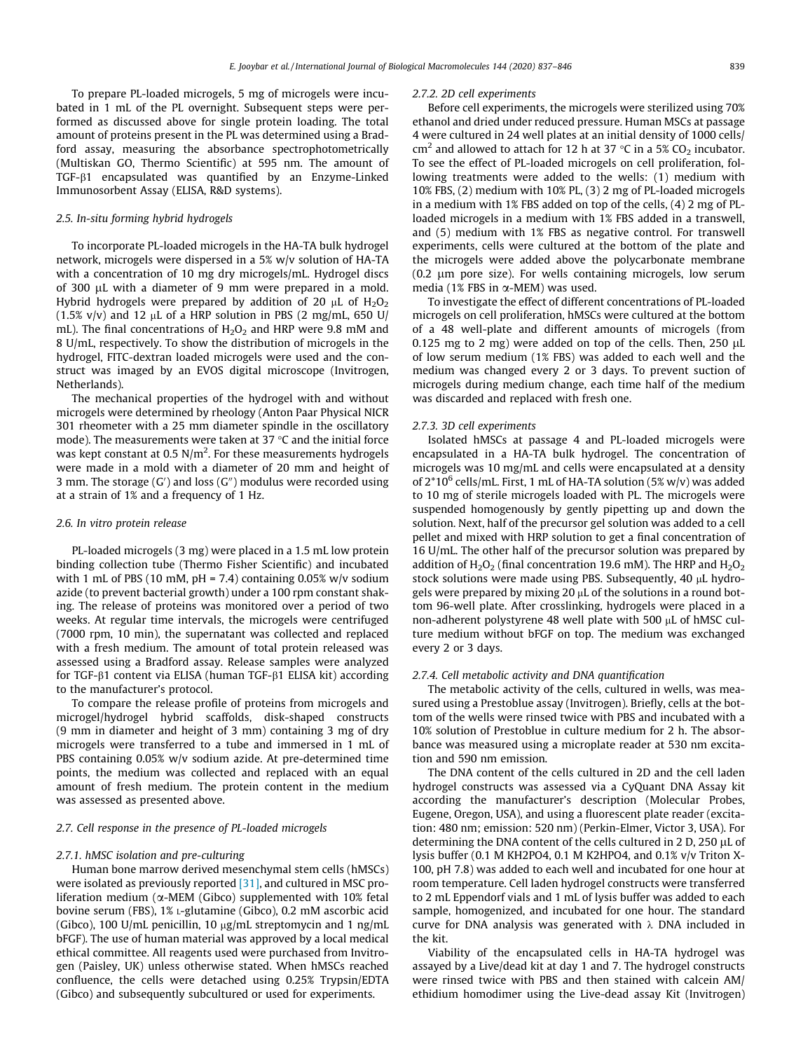To prepare PL-loaded microgels, 5 mg of microgels were incubated in 1 mL of the PL overnight. Subsequent steps were performed as discussed above for single protein loading. The total amount of proteins present in the PL was determined using a Bradford assay, measuring the absorbance spectrophotometrically (Multiskan GO, Thermo Scientific) at 595 nm. The amount of TGF-β1 encapsulated was quantified by an Enzyme-Linked Immunosorbent Assay (ELISA, R&D systems).

### 2.5. In-situ forming hybrid hydrogels

To incorporate PL-loaded microgels in the HA-TA bulk hydrogel network, microgels were dispersed in a 5% w/v solution of HA-TA with a concentration of 10 mg dry microgels/mL. Hydrogel discs of 300 μL with a diameter of 9 mm were prepared in a mold. Hybrid hydrogels were prepared by addition of 20 μL of $H_2O_2$ (1.5% v/v) and 12 μL of a HRP solution in PBS (2 mg/mL, 650 U/mL). The final concentrations of $H_2O_2$ and HRP were 9.8 mM and 8 U/mL, respectively. To show the distribution of microgels in the hydrogel, FITC-dextran loaded microgels were used and the construct was imaged by an EVOS digital microscope (Invitrogen, Netherlands).

The mechanical properties of the hydrogel with and without microgels were determined by rheology (Anton Paar Physical NICR 301 rheometer with a 25 mm diameter spindle in the oscillatory mode). The measurements were taken at 37 °C and the initial force was kept constant at 0.5 $N/m^2$. For these measurements hydrogels were made in a mold with a diameter of 20 mm and height of 3 mm. The storage (G′) and loss (G″) modulus were recorded using at a strain of 1% and a frequency of 1 Hz.

### 2.6. In vitro protein release

PL-loaded microgels (3 mg) were placed in a 1.5 mL low protein binding collection tube (Thermo Fisher Scientific) and incubated with 1 mL of PBS (10 mM, pH = 7.4) containing 0.05% w/v sodium azide (to prevent bacterial growth) under a 100 rpm constant shaking. The release of proteins was monitored over a period of two weeks. At regular time intervals, the microgels were centrifuged (7000 rpm, 10 min), the supernatant was collected and replaced with a fresh medium. The amount of total protein released was assessed using a Bradford assay. Release samples were analyzed for TGF-β1 content via ELISA (human TGF-β1 ELISA kit) according to the manufacturer's protocol.

To compare the release profile of proteins from microgels and microgel/hydrogel hybrid scaffolds, disk-shaped constructs (9 mm in diameter and height of 3 mm) containing 3 mg of dry microgels were transferred to a tube and immersed in 1 mL of PBS containing 0.05% w/v sodium azide. At pre-determined time points, the medium was collected and replaced with an equal amount of fresh medium. The protein content in the medium was assessed as presented above.

### 2.7. Cell response in the presence of PL-loaded microgels

#### 2.7.1. hMSC isolation and pre-culturing

Human bone marrow derived mesenchymal stem cells (hMSCs) were isolated as previously reported [31], and cultured in MSC proliferation medium (α-MEM (Gibco) supplemented with 10% fetal bovine serum (FBS), 1% L-glutamine (Gibco), 0.2 mM ascorbic acid (Gibco), 100 U/mL penicillin, 10 μg/mL streptomycin and 1 ng/mL bFGF). The use of human material was approved by a local medical ethical committee. All reagents used were purchased from Invitrogen (Paisley, UK) unless otherwise stated. When hMSCs reached confluence, the cells were detached using 0.25% Trypsin/EDTA (Gibco) and subsequently subcultured or used for experiments.

#### 2.7.2. 2D cell experiments

Before cell experiments, the microgels were sterilized using 70% ethanol and dried under reduced pressure. Human MSCs at passage 4 were cultured in 24 well plates at an initial density of 1000 cells/$cm^2$ and allowed to attach for 12 h at 37 °C in a 5% $CO_2$ incubator. To see the effect of PL-loaded microgels on cell proliferation, following treatments were added to the wells: (1) medium with 10% FBS, (2) medium with 10% PL, (3) 2 mg of PL-loaded microgels in a medium with 1% FBS added on top of the cells, (4) 2 mg of PL-loaded microgels in a medium with 1% FBS added in a transwell, and (5) medium with 1% FBS as negative control. For transwell experiments, cells were cultured at the bottom of the plate and the microgels were added above the polycarbonate membrane (0.2 μm pore size). For wells containing microgels, low serum media (1% FBS in α-MEM) was used.

To investigate the effect of different concentrations of PL-loaded microgels on cell proliferation, hMSCs were cultured at the bottom of a 48 well-plate and different amounts of microgels (from 0.125 mg to 2 mg) were added on top of the cells. Then, 250 μL of low serum medium (1% FBS) was added to each well and the medium was changed every 2 or 3 days. To prevent suction of microgels during medium change, each time half of the medium was discarded and replaced with fresh one.

#### 2.7.3. 3D cell experiments

Isolated hMSCs at passage 4 and PL-loaded microgels were encapsulated in a HA-TA bulk hydrogel. The concentration of microgels was 10 mg/mL and cells were encapsulated at a density of $2*10^6$ cells/mL. First, 1 mL of HA-TA solution (5% w/v) was added to 10 mg of sterile microgels loaded with PL. The microgels were suspended homogenously by gently pipetting up and down the solution. Next, half of the precursor gel solution was added to a cell pellet and mixed with HRP solution to get a final concentration of 16 U/mL. The other half of the precursor solution was prepared by addition of $H_2O_2$ (final concentration 19.6 mM). The HRP and $H_2O_2$ stock solutions were made using PBS. Subsequently, 40 μL hydrogels were prepared by mixing 20 μL of the solutions in a round bottom 96-well plate. After crosslinking, hydrogels were placed in a non-adherent polystyrene 48 well plate with 500 μL of hMSC culture medium without bFGF on top. The medium was exchanged every 2 or 3 days.

#### 2.7.4. Cell metabolic activity and DNA quantification

The metabolic activity of the cells, cultured in wells, was measured using a Prestoblue assay (Invitrogen). Briefly, cells at the bottom of the wells were rinsed twice with PBS and incubated with a 10% solution of Prestoblue in culture medium for 2 h. The absorbance was measured using a microplate reader at 530 nm excitation and 590 nm emission.

The DNA content of the cells cultured in 2D and the cell laden hydrogel constructs was assessed via a CyQuant DNA Assay kit according the manufacturer's description (Molecular Probes, Eugene, Oregon, USA), and using a fluorescent plate reader (excitation: 480 nm; emission: 520 nm) (Perkin-Elmer, Victor 3, USA). For determining the DNA content of the cells cultured in 2 D, 250 μL of lysis buffer (0.1 M KH2PO4, 0.1 M K2HPO4, and 0.1% v/v Triton X-100, pH 7.8) was added to each well and incubated for one hour at room temperature. Cell laden hydrogel constructs were transferred to 2 mL Eppendorf vials and 1 mL of lysis buffer was added to each sample, homogenized, and incubated for one hour. The standard curve for DNA analysis was generated with λ DNA included in the kit.

Viability of the encapsulated cells in HA-TA hydrogel was assayed by a Live/dead kit at day 1 and 7. The hydrogel constructs were rinsed twice with PBS and then stained with calcein AM/ethidium homodimer using the Live-dead assay Kit (Invitrogen)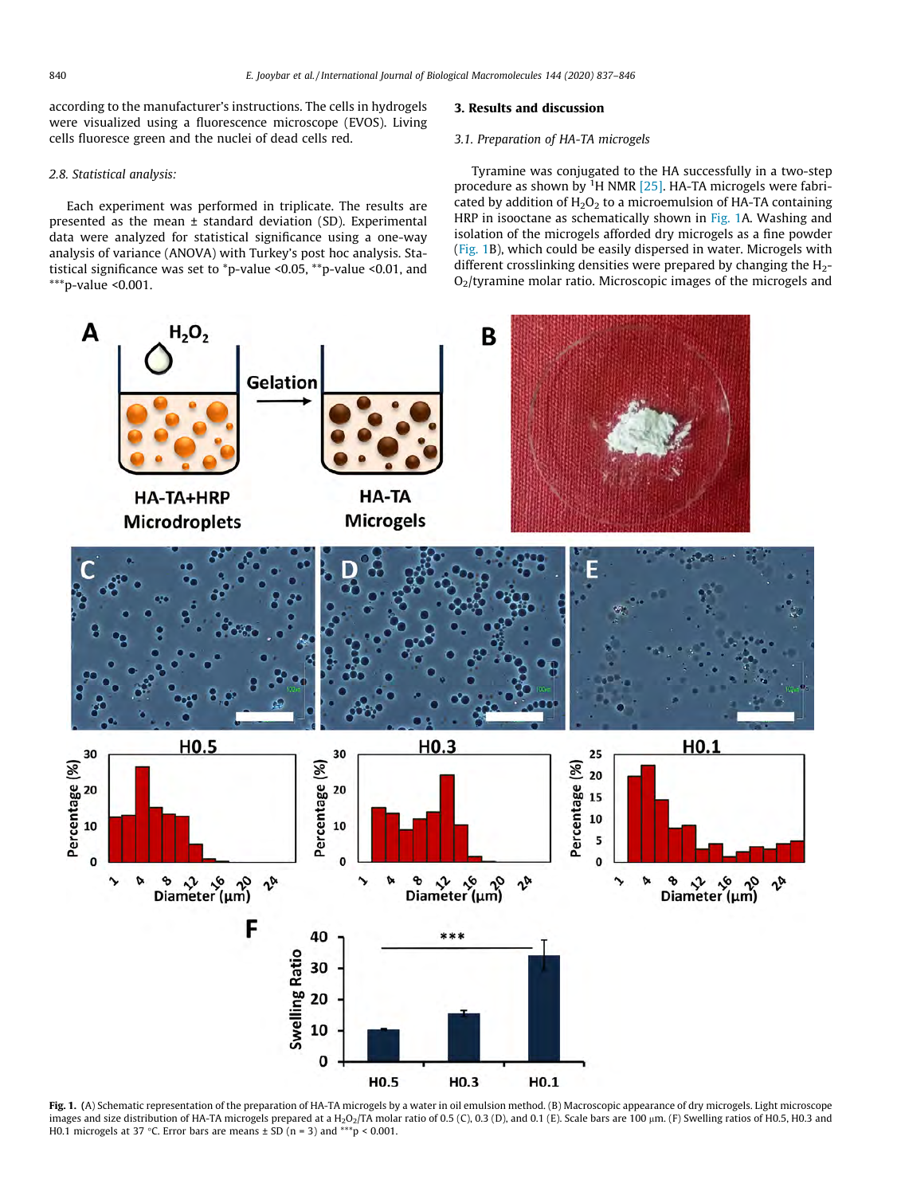according to the manufacturer's instructions. The cells in hydrogels were visualized using a fluorescence microscope (EVOS). Living cells fluoresce green and the nuclei of dead cells red.

### 2.8. Statistical analysis:

Each experiment was performed in triplicate. The results are presented as the mean ± standard deviation (SD). Experimental data were analyzed for statistical significance using a one-way analysis of variance (ANOVA) with Turkey's post hoc analysis. Statistical significance was set to *p-value <0.05, **p-value <0.01, and ***p-value <0.001.

## 3. Results and discussion

### 3.1. Preparation of HA-TA microgels

Tyramine was conjugated to the HA successfully in a two-step procedure as shown by $^{1}H$ NMR [25]. HA-TA microgels were fabricated by addition of $H_2O_2$ to a microemulsion of HA-TA containing HRP in isooctane as schematically shown in Fig. 1A. Washing and isolation of the microgels afforded dry microgels as a fine powder (Fig. 1B), which could be easily dispersed in water. Microgels with different crosslinking densities were prepared by changing the $H_2O_2$/tyramine molar ratio. Microscopic images of the microgels and

**Fig. 1.** (A) Schematic representation of the preparation of HA-TA microgels by a water in oil emulsion method. (B) Macroscopic appearance of dry microgels. Light microscope images and size distribution of HA-TA microgels prepared at a $H_2O_2$/TA molar ratio of 0.5 (C), 0.3 (D), and 0.1 (E). Scale bars are 100 μm. (F) Swelling ratios of H0.5, H0.3 and H0.1 microgels at 37 °C. Error bars are means ± SD (n = 3) and ***p < 0.001.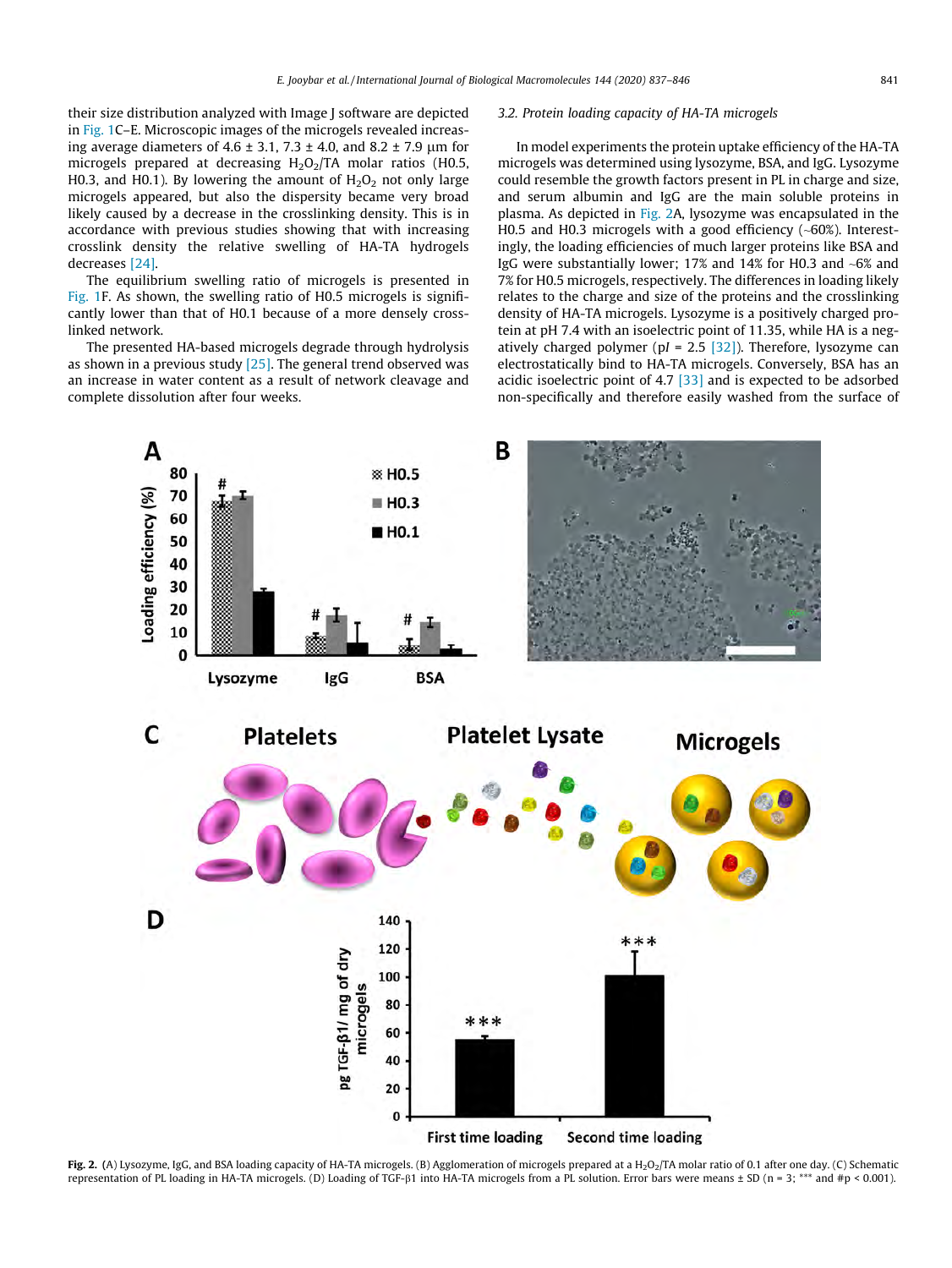their size distribution analyzed with Image J software are depicted in Fig. 1C–E. Microscopic images of the microgels revealed increasing average diameters of 4.6 ± 3.1, 7.3 ± 4.0, and 8.2 ± 7.9 µm for microgels prepared at decreasing $H_2O_2$/TA molar ratios (H0.5, H0.3, and H0.1). By lowering the amount of $H_2O_2$ not only large microgels appeared, but also the dispersity became very broad likely caused by a decrease in the crosslinking density. This is in accordance with previous studies showing that with increasing crosslink density the relative swelling of HA-TA hydrogels decreases [24].

The equilibrium swelling ratio of microgels is presented in Fig. 1F. As shown, the swelling ratio of H0.5 microgels is significantly lower than that of H0.1 because of a more densely crosslinked network.

The presented HA-based microgels degrade through hydrolysis as shown in a previous study [25]. The general trend observed was an increase in water content as a result of network cleavage and complete dissolution after four weeks.

### 3.2. Protein loading capacity of HA-TA microgels

In model experiments the protein uptake efficiency of the HA-TA microgels was determined using lysozyme, BSA, and IgG. Lysozyme could resemble the growth factors present in PL in charge and size, and serum albumin and IgG are the main soluble proteins in plasma. As depicted in Fig. 2A, lysozyme was encapsulated in the H0.5 and H0.3 microgels with a good efficiency (~60%). Interestingly, the loading efficiencies of much larger proteins like BSA and IgG were substantially lower; 17% and 14% for H0.3 and ~6% and 7% for H0.5 microgels, respectively. The differences in loading likely relates to the charge and size of the proteins and the crosslinking density of HA-TA microgels. Lysozyme is a positively charged protein at pH 7.4 with an isoelectric point of 11.35, while HA is a negatively charged polymer (p*I* = 2.5 [32]). Therefore, lysozyme can electrostatically bind to HA-TA microgels. Conversely, BSA has an acidic isoelectric point of 4.7 [33] and is expected to be adsorbed non-specifically and therefore easily washed from the surface of

**Fig. 2.** (A) Lysozyme, IgG, and BSA loading capacity of HA-TA microgels. (B) Agglomeration of microgels prepared at a $H_2O_2$/TA molar ratio of 0.1 after one day. (C) Schematic representation of PL loading in HA-TA microgels. (D) Loading of TGF-β1 into HA-TA microgels from a PL solution. Error bars were means ± SD (n = 3; *** and #p < 0.001).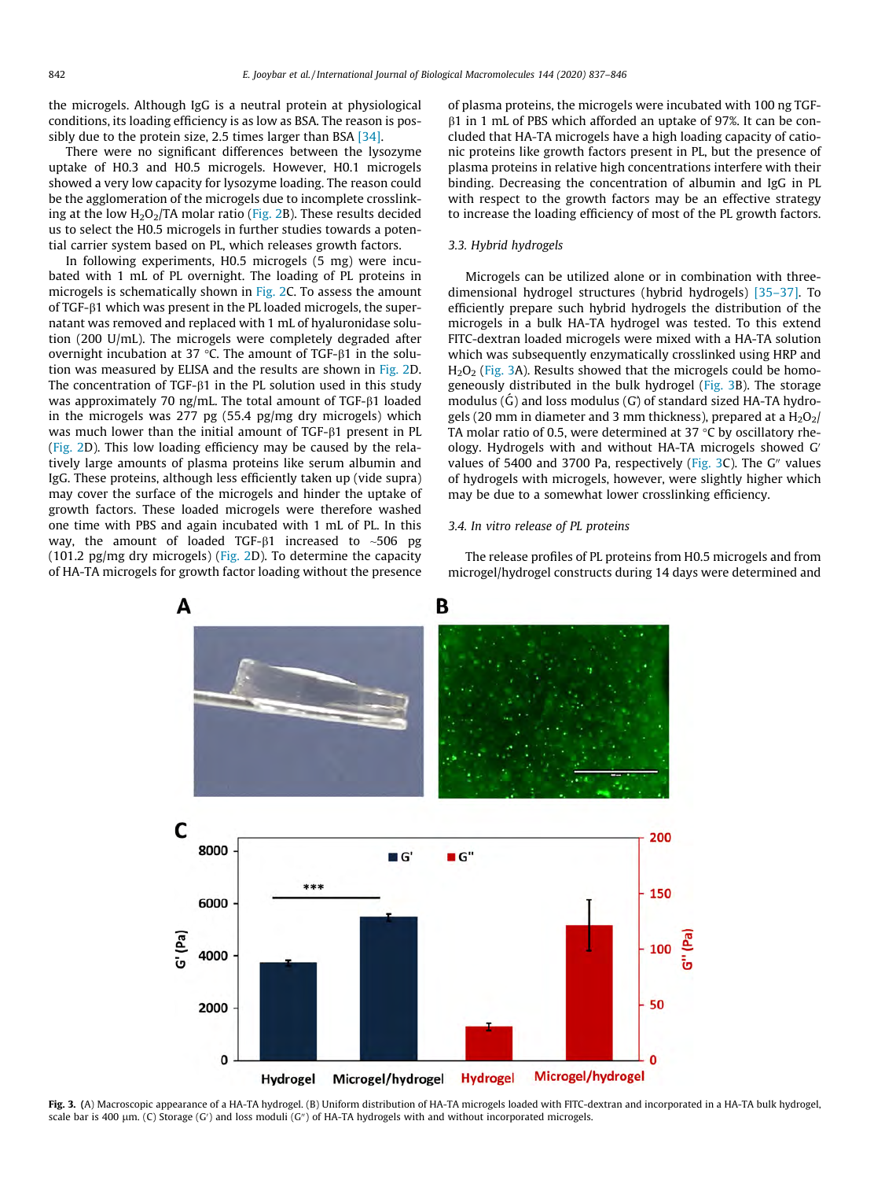the microgels. Although IgG is a neutral protein at physiological conditions, its loading efficiency is as low as BSA. The reason is possibly due to the protein size, 2.5 times larger than BSA [34].

There were no significant differences between the lysozyme uptake of H0.3 and H0.5 microgels. However, H0.1 microgels showed a very low capacity for lysozyme loading. The reason could be the agglomeration of the microgels due to incomplete crosslinking at the low $H_2O_2$/TA molar ratio (Fig. 2B). These results decided us to select the H0.5 microgels in further studies towards a potential carrier system based on PL, which releases growth factors.

In following experiments, H0.5 microgels (5 mg) were incubated with 1 mL of PL overnight. The loading of PL proteins in microgels is schematically shown in Fig. 2C. To assess the amount of TGF-β1 which was present in the PL loaded microgels, the supernatant was removed and replaced with 1 mL of hyaluronidase solution (200 U/mL). The microgels were completely degraded after overnight incubation at 37 °C. The amount of TGF-β1 in the solution was measured by ELISA and the results are shown in Fig. 2D. The concentration of TGF-β1 in the PL solution used in this study was approximately 70 ng/mL. The total amount of TGF-β1 loaded in the microgels was 277 pg (55.4 pg/mg dry microgels) which was much lower than the initial amount of TGF-β1 present in PL (Fig. 2D). This low loading efficiency may be caused by the relatively large amounts of plasma proteins like serum albumin and IgG. These proteins, although less efficiently taken up (vide supra) may cover the surface of the microgels and hinder the uptake of growth factors. These loaded microgels were therefore washed one time with PBS and again incubated with 1 mL of PL. In this way, the amount of loaded TGF-β1 increased to ~506 pg (101.2 pg/mg dry microgels) (Fig. 2D). To determine the capacity of HA-TA microgels for growth factor loading without the presence of plasma proteins, the microgels were incubated with 100 ng TGF-β1 in 1 mL of PBS which afforded an uptake of 97%. It can be concluded that HA-TA microgels have a high loading capacity of cationic proteins like growth factors present in PL, but the presence of plasma proteins in relative high concentrations interfere with their binding. Decreasing the concentration of albumin and IgG in PL with respect to the growth factors may be an effective strategy to increase the loading efficiency of most of the PL growth factors.

### 3.3. Hybrid hydrogels

Microgels can be utilized alone or in combination with three-dimensional hydrogel structures (hybrid hydrogels) [35–37]. To efficiently prepare such hybrid hydrogels the distribution of the microgels in a bulk HA-TA hydrogel was tested. To this extend FITC-dextran loaded microgels were mixed with a HA-TA solution which was subsequently enzymatically crosslinked using HRP and $H_2O_2$ (Fig. 3A). Results showed that the microgels could be homogeneously distributed in the bulk hydrogel (Fig. 3B). The storage modulus (G′) and loss modulus (G″) of standard sized HA-TA hydrogels (20 mm in diameter and 3 mm thickness), prepared at a $H_2O_2$/TA molar ratio of 0.5, were determined at 37 °C by oscillatory rheology. Hydrogels with and without HA-TA microgels showed G′ values of 5400 and 3700 Pa, respectively (Fig. 3C). The G″ values of hydrogels with microgels, however, were slightly higher which may be due to a somewhat lower crosslinking efficiency.

### 3.4. In vitro release of PL proteins

The release profiles of PL proteins from H0.5 microgels and from microgel/hydrogel constructs during 14 days were determined and

**Fig. 3.** (A) Macroscopic appearance of a HA-TA hydrogel. (B) Uniform distribution of HA-TA microgels loaded with FITC-dextran and incorporated in a HA-TA bulk hydrogel, scale bar is 400 μm. (C) Storage (G′) and loss moduli (G″) of HA-TA hydrogels with and without incorporated microgels.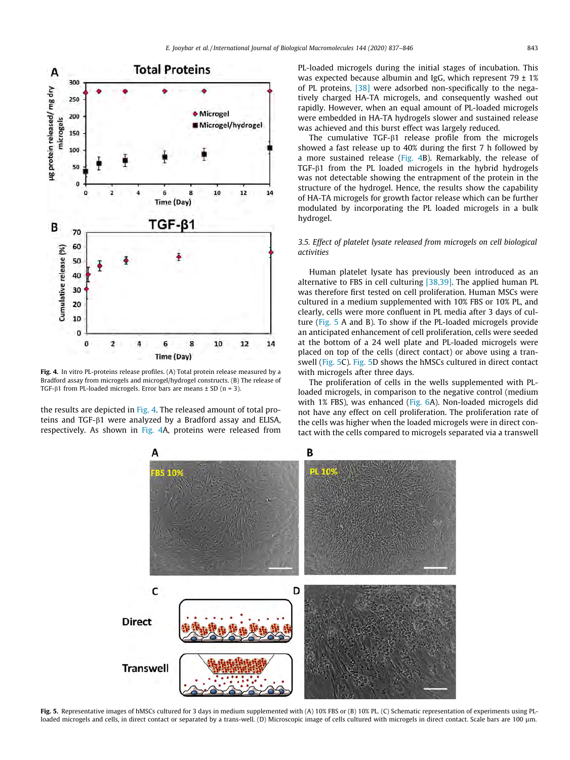Fig. 4. In vitro PL-proteins release profiles. (A) Total protein release measured by a Bradford assay from microgels and microgel/hydrogel constructs. (B) The release of TGF-β1 from PL-loaded microgels. Error bars are means ± SD (n = 3).

the results are depicted in Fig. 4. The released amount of total proteins and TGF-β1 were analyzed by a Bradford assay and ELISA, respectively. As shown in Fig. 4A, proteins were released from PL-loaded microgels during the initial stages of incubation. This was expected because albumin and IgG, which represent 79 ± 1% of PL proteins, [38] were adsorbed non-specifically to the negatively charged HA-TA microgels, and consequently washed out rapidly. However, when an equal amount of PL-loaded microgels were embedded in HA-TA hydrogels slower and sustained release was achieved and this burst effect was largely reduced.

The cumulative TGF-β1 release profile from the microgels showed a fast release up to 40% during the first 7 h followed by a more sustained release (Fig. 4B). Remarkably, the release of TGF-β1 from the PL loaded microgels in the hybrid hydrogels was not detectable showing the entrapment of the protein in the structure of the hydrogel. Hence, the results show the capability of HA-TA microgels for growth factor release which can be further modulated by incorporating the PL loaded microgels in a bulk hydrogel.

### *3.5. Effect of platelet lysate released from microgels on cell biological activities*

Human platelet lysate has previously been introduced as an alternative to FBS in cell culturing [38,39]. The applied human PL was therefore first tested on cell proliferation. Human MSCs were cultured in a medium supplemented with 10% FBS or 10% PL, and clearly, cells were more confluent in PL media after 3 days of culture (Fig. 5 A and B). To show if the PL-loaded microgels provide an anticipated enhancement of cell proliferation, cells were seeded at the bottom of a 24 well plate and PL-loaded microgels were placed on top of the cells (direct contact) or above using a transwell (Fig. 5C). Fig. 5D shows the hMSCs cultured in direct contact with microgels after three days.

The proliferation of cells in the wells supplemented with PL-loaded microgels, in comparison to the negative control (medium with 1% FBS), was enhanced (Fig. 6A). Non-loaded microgels did not have any effect on cell proliferation. The proliferation rate of the cells was higher when the loaded microgels were in direct contact with the cells compared to microgels separated via a transwell

Fig. 5. Representative images of hMSCs cultured for 3 days in medium supplemented with (A) 10% FBS or (B) 10% PL. (C) Schematic representation of experiments using PL-loaded microgels and cells, in direct contact or separated by a trans-well. (D) Microscopic image of cells cultured with microgels in direct contact. Scale bars are 100 μm.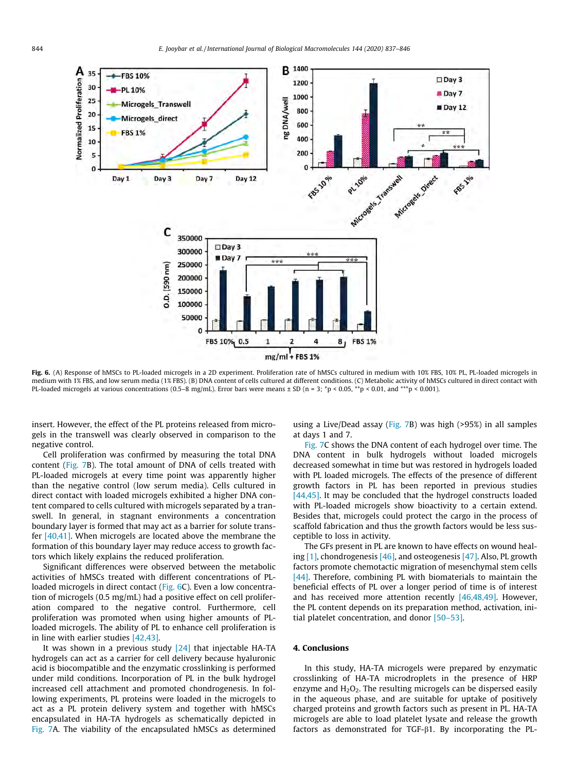**Fig. 6.** (A) Response of hMSCs to PL-loaded microgels in a 2D experiment. Proliferation rate of hMSCs cultured in medium with 10% FBS, 10% PL, PL-loaded microgels in medium with 1% FBS, and low serum media (1% FBS). (B) DNA content of cells cultured at different conditions. (C) Metabolic activity of hMSCs cultured in direct contact with PL-loaded microgels at various concentrations (0.5–8 mg/mL). Error bars were means ± SD (n = 3; *p < 0.05, **p < 0.01, and ***p < 0.001).

insert. However, the effect of the PL proteins released from microgels in the transwell was clearly observed in comparison to the negative control.

Cell proliferation was confirmed by measuring the total DNA content (Fig. 7B). The total amount of DNA of cells treated with PL-loaded microgels at every time point was apparently higher than the negative control (low serum media). Cells cultured in direct contact with loaded microgels exhibited a higher DNA content compared to cells cultured with microgels separated by a transwell. In general, in stagnant environments a concentration boundary layer is formed that may act as a barrier for solute transfer [40,41]. When microgels are located above the membrane the formation of this boundary layer may reduce access to growth factors which likely explains the reduced proliferation.

Significant differences were observed between the metabolic activities of hMSCs treated with different concentrations of PL-loaded microgels in direct contact (Fig. 6C). Even a low concentration of microgels (0.5 mg/mL) had a positive effect on cell proliferation compared to the negative control. Furthermore, cell proliferation was promoted when using higher amounts of PL-loaded microgels. The ability of PL to enhance cell proliferation is in line with earlier studies [42,43].

It was shown in a previous study [24] that injectable HA-TA hydrogels can act as a carrier for cell delivery because hyaluronic acid is biocompatible and the enzymatic crosslinking is performed under mild conditions. Incorporation of PL in the bulk hydrogel increased cell attachment and promoted chondrogenesis. In following experiments, PL proteins were loaded in the microgels to act as a PL protein delivery system and together with hMSCs encapsulated in HA-TA hydrogels as schematically depicted in Fig. 7A. The viability of the encapsulated hMSCs as determined using a Live/Dead assay (Fig. 7B) was high (>95%) in all samples at days 1 and 7.

Fig. 7C shows the DNA content of each hydrogel over time. The DNA content in bulk hydrogels without loaded microgels decreased somewhat in time but was restored in hydrogels loaded with PL loaded microgels. The effects of the presence of different growth factors in PL has been reported in previous studies [44,45]. It may be concluded that the hydrogel constructs loaded with PL-loaded microgels show bioactivity to a certain extend. Besides that, microgels could protect the cargo in the process of scaffold fabrication and thus the growth factors would be less susceptible to loss in activity.

The GFs present in PL are known to have effects on wound healing [1], chondrogenesis [46], and osteogenesis [47]. Also, PL growth factors promote chemotactic migration of mesenchymal stem cells [44]. Therefore, combining PL with biomaterials to maintain the beneficial effects of PL over a longer period of time is of interest and has received more attention recently [46,48,49]. However, the PL content depends on its preparation method, activation, initial platelet concentration, and donor [50–53].

## 4. Conclusions

In this study, HA-TA microgels were prepared by enzymatic crosslinking of HA-TA microdroplets in the presence of HRP enzyme and $H_2O_2$. The resulting microgels can be dispersed easily in the aqueous phase, and are suitable for uptake of positively charged proteins and growth factors such as present in PL. HA-TA microgels are able to load platelet lysate and release the growth factors as demonstrated for TGF-β1. By incorporating the PL-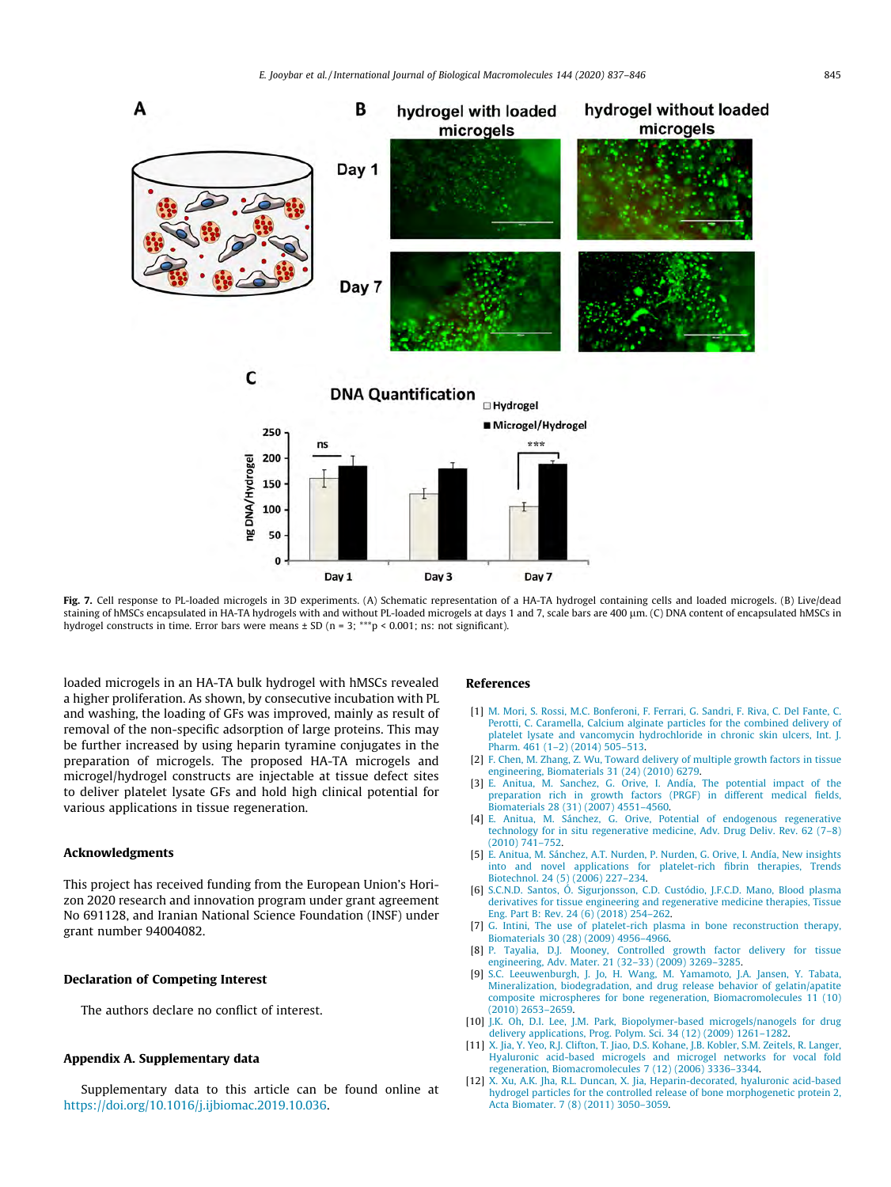Fig. 7. Cell response to PL-loaded microgels in 3D experiments. (A) Schematic representation of a HA-TA hydrogel containing cells and loaded microgels. (B) Live/dead staining of hMSCs encapsulated in HA-TA hydrogels with and without PL-loaded microgels at days 1 and 7, scale bars are 400 µm. (C) DNA content of encapsulated hMSCs in hydrogel constructs in time. Error bars were means ± SD (n = 3; ***p < 0.001; ns: not significant).

loaded microgels in an HA-TA bulk hydrogel with hMSCs revealed a higher proliferation. As shown, by consecutive incubation with PL and washing, the loading of GFs was improved, mainly as result of removal of the non-specific adsorption of large proteins. This may be further increased by using heparin tyramine conjugates in the preparation of microgels. The proposed HA-TA microgels and microgel/hydrogel constructs are injectable at tissue defect sites to deliver platelet lysate GFs and hold high clinical potential for various applications in tissue regeneration.

## Acknowledgments

This project has received funding from the European Union's Horizon 2020 research and innovation program under grant agreement No 691128, and Iranian National Science Foundation (INSF) under grant number 94004082.

## Declaration of Competing Interest

The authors declare no conflict of interest.

## Appendix A. Supplementary data

Supplementary data to this article can be found online at https://doi.org/10.1016/j.ijbiomac.2019.10.036.

## References

[1] M. Mori, S. Rossi, M.C. Bonferoni, F. Ferrari, G. Sandri, F. Riva, C. Del Fante, C. Perotti, C. Caramella, Calcium alginate particles for the combined delivery of platelet lysate and vancomycin hydrochloride in chronic skin ulcers, Int. J. Pharm. 461 (1–2) (2014) 505–513.

[2] F. Chen, M. Zhang, Z. Wu, Toward delivery of multiple growth factors in tissue engineering, Biomaterials 31 (24) (2010) 6279.

[3] E. Anitua, M. Sanchez, G. Orive, I. Andía, The potential impact of the preparation rich in growth factors (PRGF) in different medical fields, Biomaterials 28 (31) (2007) 4551–4560.

[4] E. Anitua, M. Sánchez, G. Orive, Potential of endogenous regenerative technology for in situ regenerative medicine, Adv. Drug Deliv. Rev. 62 (7–8) (2010) 741–752.

[5] E. Anitua, M. Sánchez, A.T. Nurden, P. Nurden, G. Orive, I. Andía, New insights into and novel applications for platelet-rich fibrin therapies, Trends Biotechnol. 24 (5) (2006) 227–234.

[6] S.C.N.D. Santos, Ó. Sigurjonsson, C.D. Custódio, J.F.C.D. Mano, Blood plasma derivatives for tissue engineering and regenerative medicine therapies, Tissue Eng. Part B: Rev. 24 (6) (2018) 254–262.

[7] G. Intini, The use of platelet-rich plasma in bone reconstruction therapy, Biomaterials 30 (28) (2009) 4956–4966.

[8] P. Tayalia, D.J. Mooney, Controlled growth factor delivery for tissue engineering, Adv. Mater. 21 (32–33) (2009) 3269–3285.

[9] S.C. Leeuwenburgh, J. Jo, H. Wang, M. Yamamoto, J.A. Jansen, Y. Tabata, Mineralization, biodegradation, and drug release behavior of gelatin/apatite composite microspheres for bone regeneration, Biomacromolecules 11 (10) (2010) 2653–2659.

[10] J.K. Oh, D.I. Lee, J.M. Park, Biopolymer-based microgels/nanogels for drug delivery applications, Prog. Polym. Sci. 34 (12) (2009) 1261–1282.

[11] X. Jia, Y. Yeo, R.J. Clifton, T. Jiao, D.S. Kohane, J.B. Kobler, S.M. Zeitels, R. Langer, Hyaluronic acid-based microgels and microgel networks for vocal fold regeneration, Biomacromolecules 7 (12) (2006) 3336–3344.

[12] X. Xu, A.K. Jha, R.L. Duncan, X. Jia, Heparin-decorated, hyaluronic acid-based hydrogel particles for the controlled release of bone morphogenetic protein 2, Acta Biomater. 7 (8) (2011) 3050–3059.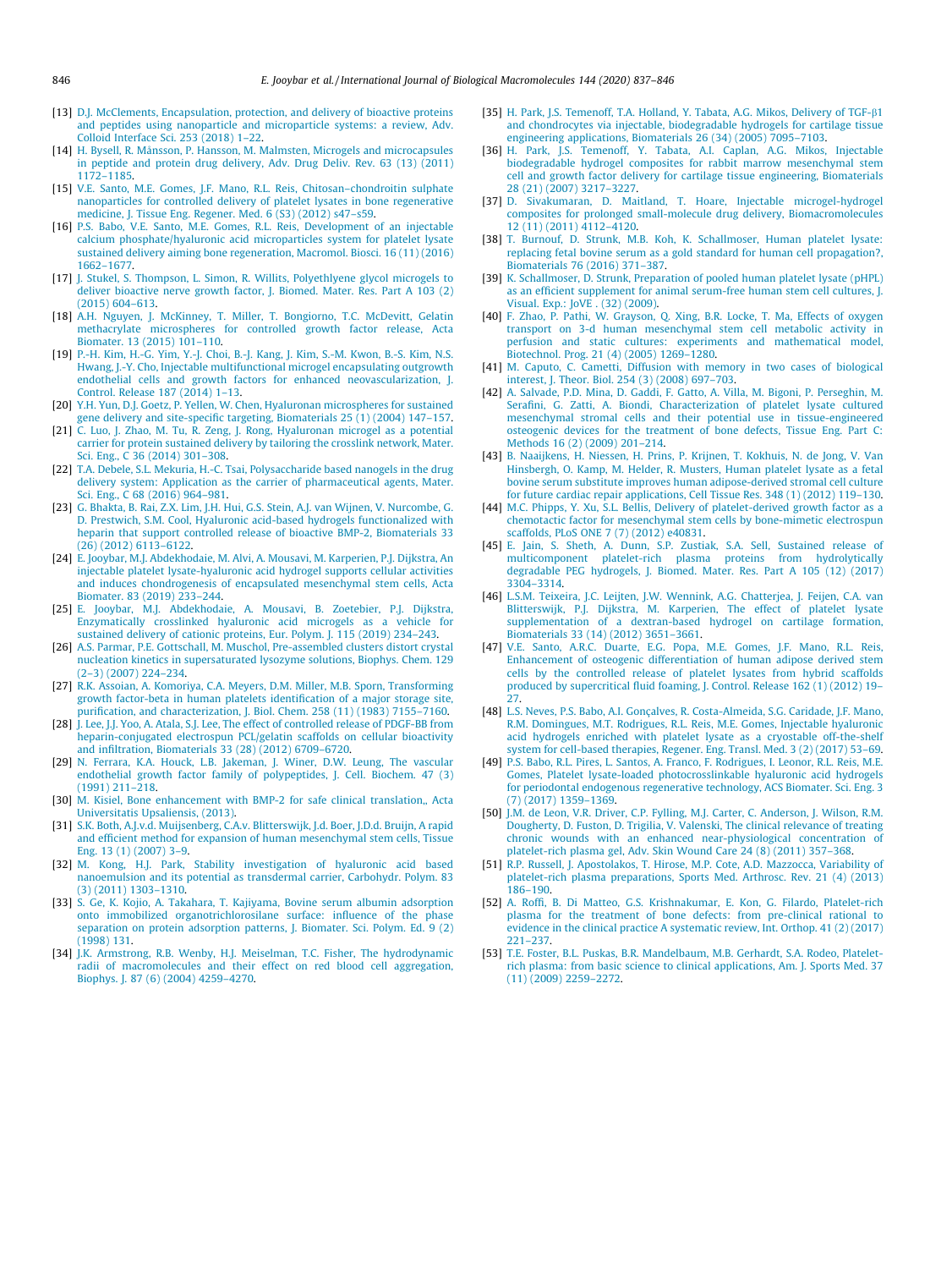[13] D.J. McClements, Encapsulation, protection, and delivery of bioactive proteins and peptides using nanoparticle and microparticle systems: a review, Adv. Colloid Interface Sci. 253 (2018) 1–22.

[14] H. Bysell, R. Månsson, P. Hansson, M. Malmsten, Microgels and microcapsules in peptide and protein drug delivery, Adv. Drug Deliv. Rev. 63 (13) (2011) 1172–1185.

[15] V.E. Santo, M.E. Gomes, J.F. Mano, R.L. Reis, Chitosan–chondroitin sulphate nanoparticles for controlled delivery of platelet lysates in bone regenerative medicine, J. Tissue Eng. Regener. Med. 6 (S3) (2012) s47–s59.

[16] P.S. Babo, V.E. Santo, M.E. Gomes, R.L. Reis, Development of an injectable calcium phosphate/hyaluronic acid microparticles system for platelet lysate sustained delivery aiming bone regeneration, Macromol. Biosci. 16 (11) (2016) 1662–1677.

[17] J. Stukel, S. Thompson, L. Simon, R. Willits, Polyethlyene glycol microgels to deliver bioactive nerve growth factor, J. Biomed. Mater. Res. Part A 103 (2) (2015) 604–613.

[18] A.H. Nguyen, J. McKinney, T. Miller, T. Bongiorno, T.C. McDevitt, Gelatin methacrylate microspheres for controlled growth factor release, Acta Biomater. 13 (2015) 101–110.

[19] P.-H. Kim, H.-G. Yim, Y.-J. Choi, B.-J. Kang, J. Kim, S.-M. Kwon, B.-S. Kim, N.S. Hwang, J.-Y. Cho, Injectable multifunctional microgel encapsulating outgrowth endothelial cells and growth factors for enhanced neovascularization, J. Control. Release 187 (2014) 1–13.

[20] Y.H. Yun, D.J. Goetz, P. Yellen, W. Chen, Hyaluronan microspheres for sustained gene delivery and site-specific targeting, Biomaterials 25 (1) (2004) 147–157.

[21] C. Luo, J. Zhao, M. Tu, R. Zeng, J. Rong, Hyaluronan microgel as a potential carrier for protein sustained delivery by tailoring the crosslink network, Mater. Sci. Eng., C 36 (2014) 301–308.

[22] T.A. Debele, S.L. Mekuria, H.-C. Tsai, Polysaccharide based nanogels in the drug delivery system: Application as the carrier of pharmaceutical agents, Mater. Sci. Eng., C 68 (2016) 964–981.

[23] G. Bhakta, B. Rai, Z.X. Lim, J.H. Hui, G.S. Stein, A.J. van Wijnen, V. Nurcombe, G. D. Prestwich, S.M. Cool, Hyaluronic acid-based hydrogels functionalized with heparin that support controlled release of bioactive BMP-2, Biomaterials 33 (26) (2012) 6113–6122.

[24] E. Jooybar, M.J. Abdekhodaie, M. Alvi, A. Mousavi, M. Karperien, P.J. Dijkstra, An injectable platelet lysate-hyaluronic acid hydrogel supports cellular activities and induces chondrogenesis of encapsulated mesenchymal stem cells, Acta Biomater. 83 (2019) 233–244.

[25] E. Jooybar, M.J. Abdekhodaie, A. Mousavi, B. Zoetebier, P.J. Dijkstra, Enzymatically crosslinked hyaluronic acid microgels as a vehicle for sustained delivery of cationic proteins, Eur. Polym. J. 115 (2019) 234–243.

[26] A.S. Parmar, P.E. Gottschall, M. Muschol, Pre-assembled clusters distort crystal nucleation kinetics in supersaturated lysozyme solutions, Biophys. Chem. 129 (2–3) (2007) 224–234.

[27] R.K. Assoian, A. Komoriya, C.A. Meyers, D.M. Miller, M.B. Sporn, Transforming growth factor-beta in human platelets identification of a major storage site, purification, and characterization, J. Biol. Chem. 258 (11) (1983) 7155–7160.

[28] J. Lee, J.J. Yoo, A. Atala, S.J. Lee, The effect of controlled release of PDGF-BB from heparin-conjugated electrospun PCL/gelatin scaffolds on cellular bioactivity and infiltration, Biomaterials 33 (28) (2012) 6709–6720.

[29] N. Ferrara, K.A. Houck, L.B. Jakeman, J. Winer, D.W. Leung, The vascular endothelial growth factor family of polypeptides, J. Cell. Biochem. 47 (3) (1991) 211–218.

[30] M. Kisiel, Bone enhancement with BMP-2 for safe clinical translation,, Acta Universitatis Upsaliensis, (2013).

[31] S.K. Both, A.J.v.d. Muijsenberg, C.A.v. Blitterswijk, J.d. Boer, J.D.d. Bruijn, A rapid and efficient method for expansion of human mesenchymal stem cells, Tissue Eng. 13 (1) (2007) 3–9.

[32] M. Kong, H.J. Park, Stability investigation of hyaluronic acid based nanoemulsion and its potential as transdermal carrier, Carbohydr. Polym. 83 (3) (2011) 1303–1310.

[33] S. Ge, K. Kojio, A. Takahara, T. Kajiyama, Bovine serum albumin adsorption onto immobilized organotrichlorosilane surface: influence of the phase separation on protein adsorption patterns, J. Biomater. Sci. Polym. Ed. 9 (2) (1998) 131.

[34] J.K. Armstrong, R.B. Wenby, H.J. Meiselman, T.C. Fisher, The hydrodynamic radii of macromolecules and their effect on red blood cell aggregation, Biophys. J. 87 (6) (2004) 4259–4270.

[35] H. Park, J.S. Temenoff, T.A. Holland, Y. Tabata, A.G. Mikos, Delivery of TGF-β1 and chondrocytes via injectable, biodegradable hydrogels for cartilage tissue engineering applications, Biomaterials 26 (34) (2005) 7095–7103.

[36] H. Park, J.S. Temenoff, Y. Tabata, A.I. Caplan, A.G. Mikos, Injectable biodegradable hydrogel composites for rabbit marrow mesenchymal stem cell and growth factor delivery for cartilage tissue engineering, Biomaterials 28 (21) (2007) 3217–3227.

[37] D. Sivakumaran, D. Maitland, T. Hoare, Injectable microgel-hydrogel composites for prolonged small-molecule drug delivery, Biomacromolecules 12 (11) (2011) 4112–4120.

[38] T. Burnouf, D. Strunk, M.B. Koh, K. Schallmoser, Human platelet lysate: replacing fetal bovine serum as a gold standard for human cell propagation?, Biomaterials 76 (2016) 371–387.

[39] K. Schallmoser, D. Strunk, Preparation of pooled human platelet lysate (pHPL) as an efficient supplement for animal serum-free human stem cell cultures, J. Visual. Exp.: JoVE . (32) (2009).

[40] F. Zhao, P. Pathi, W. Grayson, Q. Xing, B.R. Locke, T. Ma, Effects of oxygen transport on 3-d human mesenchymal stem cell metabolic activity in perfusion and static cultures: experiments and mathematical model, Biotechnol. Prog. 21 (4) (2005) 1269–1280.

[41] M. Caputo, C. Cametti, Diffusion with memory in two cases of biological interest, J. Theor. Biol. 254 (3) (2008) 697–703.

[42] A. Salvade, P.D. Mina, D. Gaddi, F. Gatto, A. Villa, M. Bigoni, P. Perseghin, M. Serafini, G. Zatti, A. Biondi, Characterization of platelet lysate cultured mesenchymal stromal cells and their potential use in tissue-engineered osteogenic devices for the treatment of bone defects, Tissue Eng. Part C: Methods 16 (2) (2009) 201–214.

[43] B. Naaijkens, H. Niessen, H. Prins, P. Krijnen, T. Kokhuis, N. de Jong, V. Van Hinsbergh, O. Kamp, M. Helder, R. Musters, Human platelet lysate as a fetal bovine serum substitute improves human adipose-derived stromal cell culture for future cardiac repair applications, Cell Tissue Res. 348 (1) (2012) 119–130.

[44] M.C. Phipps, Y. Xu, S.L. Bellis, Delivery of platelet-derived growth factor as a chemotactic factor for mesenchymal stem cells by bone-mimetic electrospun scaffolds, PLoS ONE 7 (7) (2012) e40831.

[45] E. Jain, S. Sheth, A. Dunn, S.P. Zustiak, S.A. Sell, Sustained release of multicomponent platelet-rich plasma proteins from hydrolytically degradable PEG hydrogels, J. Biomed. Mater. Res. Part A 105 (12) (2017) 3304–3314.

[46] L.S.M. Teixeira, J.C. Leijten, J.W. Wennink, A.G. Chatterjea, J. Feijen, C.A. van Blitterswijk, P.J. Dijkstra, M. Karperien, The effect of platelet lysate supplementation of a dextran-based hydrogel on cartilage formation, Biomaterials 33 (14) (2012) 3651–3661.

[47] V.E. Santo, A.R.C. Duarte, E.G. Popa, M.E. Gomes, J.F. Mano, R.L. Reis, Enhancement of osteogenic differentiation of human adipose derived stem cells by the controlled release of platelet lysates from hybrid scaffolds produced by supercritical fluid foaming, J. Control. Release 162 (1) (2012) 19–27.

[48] L.S. Neves, P.S. Babo, A.I. Gonçalves, R. Costa-Almeida, S.G. Caridade, J.F. Mano, R.M. Domingues, M.T. Rodrigues, R.L. Reis, M.E. Gomes, Injectable hyaluronic acid hydrogels enriched with platelet lysate as a cryostable off-the-shelf system for cell-based therapies, Regener. Eng. Transl. Med. 3 (2) (2017) 53–69.

[49] P.S. Babo, R.L. Pires, L. Santos, A. Franco, F. Rodrigues, I. Leonor, R.L. Reis, M.E. Gomes, Platelet lysate-loaded photocrosslinkable hyaluronic acid hydrogels for periodontal endogenous regenerative technology, ACS Biomater. Sci. Eng. 3 (7) (2017) 1359–1369.

[50] J.M. de Leon, V.R. Driver, C.P. Fylling, M.J. Carter, C. Anderson, J. Wilson, R.M. Dougherty, D. Fuston, D. Trigilia, V. Valenski, The clinical relevance of treating chronic wounds with an enhanced near-physiological concentration of platelet-rich plasma gel, Adv. Skin Wound Care 24 (8) (2011) 357–368.

[51] R.P. Russell, J. Apostolakos, T. Hirose, M.P. Cote, A.D. Mazzocca, Variability of platelet-rich plasma preparations, Sports Med. Arthrosc. Rev. 21 (4) (2013) 186–190.

[52] A. Roffi, B. Di Matteo, G.S. Krishnakumar, E. Kon, G. Filardo, Platelet-rich plasma for the treatment of bone defects: from pre-clinical rational to evidence in the clinical practice A systematic review, Int. Orthop. 41 (2) (2017) 221–237.

[53] T.E. Foster, B.L. Puskas, B.R. Mandelbaum, M.B. Gerhardt, S.A. Rodeo, Platelet-rich plasma: from basic science to clinical applications, Am. J. Sports Med. 37 (11) (2009) 2259–2272.